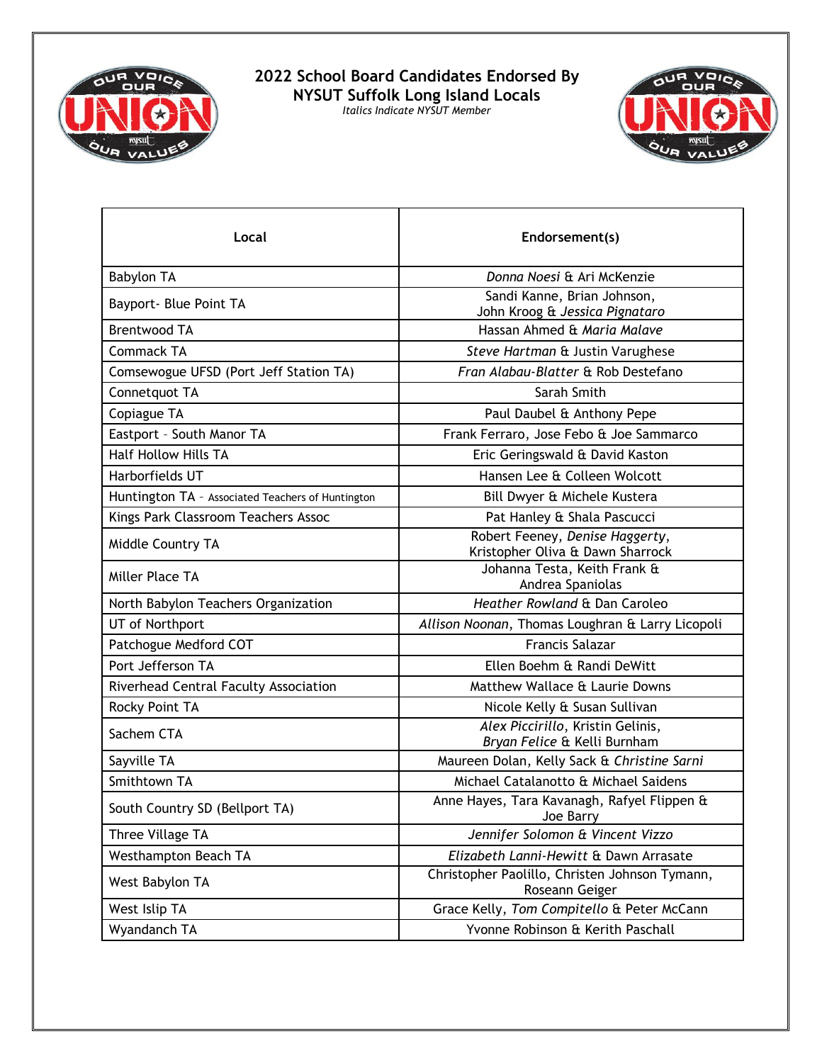# 2022 School Board Candidates Endorsed By NYSUT Suffolk Long Island Locals

*Italics Indicate NYSUT Member*

| Local | Endorsement(s) |
|---|---|
| Babylon TA | *Donna Noesi* & Ari McKenzie |
| Bayport- Blue Point TA | Sandi Kanne, Brian Johnson, John Kroog & *Jessica Pignataro* |
| Brentwood TA | Hassan Ahmed & *Maria Malave* |
| Commack TA | *Steve Hartman* & Justin Varughese |
| Comsewogue UFSD (Port Jeff Station TA) | *Fran Alabau-Blatter* & Rob Destefano |
| Connetquot TA | Sarah Smith |
| Copiague TA | Paul Daubel & Anthony Pepe |
| Eastport – South Manor TA | Frank Ferraro, Jose Febo & Joe Sammarco |
| Half Hollow Hills TA | Eric Geringswald & David Kaston |
| Harborfields UT | Hansen Lee & Colleen Wolcott |
| Huntington TA – Associated Teachers of Huntington | Bill Dwyer & Michele Kustera |
| Kings Park Classroom Teachers Assoc | Pat Hanley & Shala Pascucci |
| Middle Country TA | Robert Feeney, *Denise Haggerty*, Kristopher Oliva & Dawn Sharrock |
| Miller Place TA | Johanna Testa, Keith Frank & Andrea Spaniolas |
| North Babylon Teachers Organization | *Heather Rowland* & Dan Caroleo |
| UT of Northport | *Allison Noonan*, Thomas Loughran & Larry Licopoli |
| Patchogue Medford COT | Francis Salazar |
| Port Jefferson TA | Ellen Boehm & Randi DeWitt |
| Riverhead Central Faculty Association | Matthew Wallace & Laurie Downs |
| Rocky Point TA | Nicole Kelly & Susan Sullivan |
| Sachem CTA | *Alex Piccirillo*, Kristin Gelinis, *Bryan Felice* & Kelli Burnham |
| Sayville TA | Maureen Dolan, Kelly Sack & *Christine Sarni* |
| Smithtown TA | Michael Catalanotto & Michael Saidens |
| South Country SD (Bellport TA) | Anne Hayes, Tara Kavanagh, Rafyel Flippen & Joe Barry |
| Three Village TA | *Jennifer Solomon* & *Vincent Vizzo* |
| Westhampton Beach TA | *Elizabeth Lanni-Hewitt* & Dawn Arrasate |
| West Babylon TA | Christopher Paolillo, Christen Johnson Tymann, Roseann Geiger |
| West Islip TA | Grace Kelly, *Tom Compitello* & Peter McCann |
| Wyandanch TA | Yvonne Robinson & Kerith Paschall |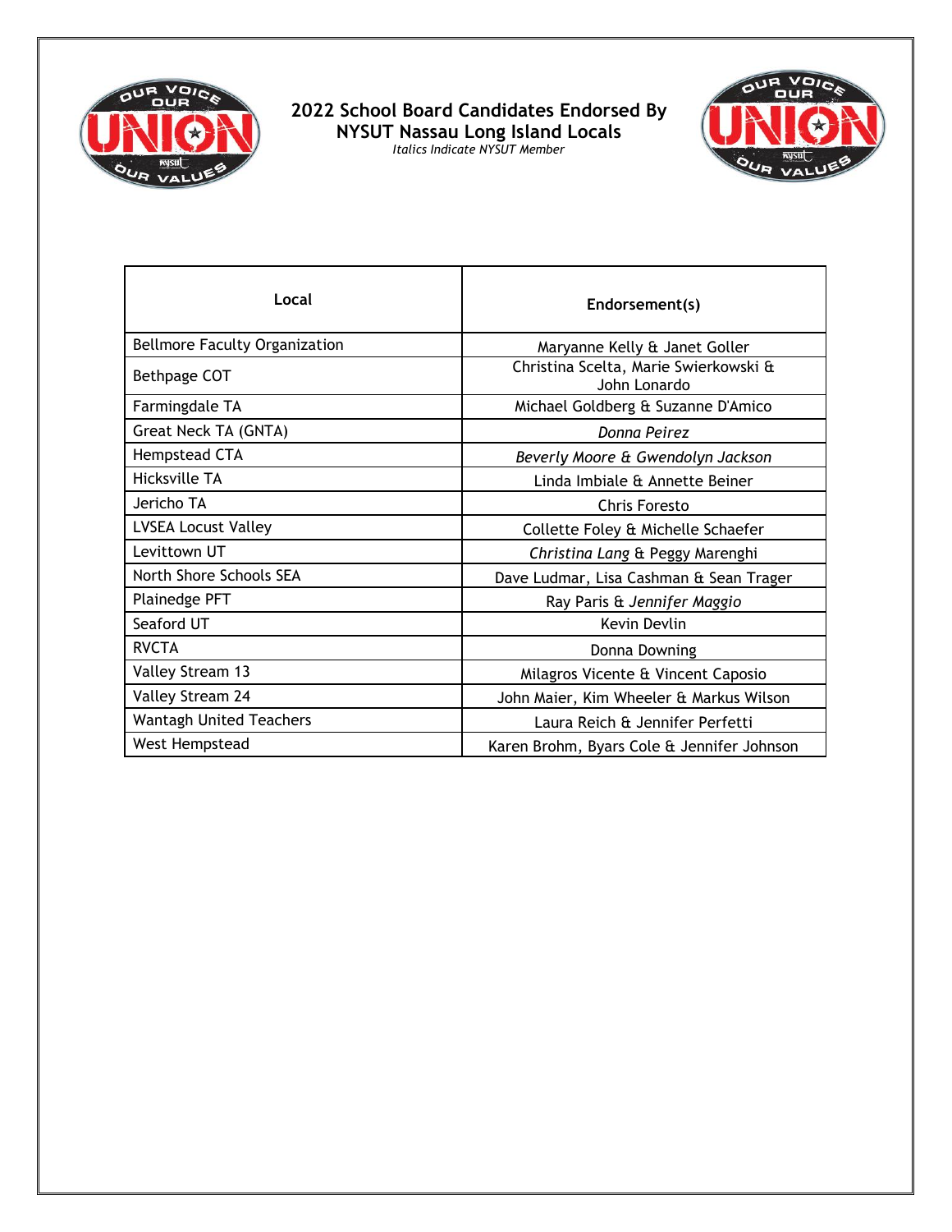# 2022 School Board Candidates Endorsed By NYSUT Nassau Long Island Locals

*Italics Indicate NYSUT Member*

| Local | Endorsement(s) |
|---|---|
| Bellmore Faculty Organization | Maryanne Kelly & Janet Goller |
| Bethpage COT | Christina Scelta, Marie Swierkowski & John Lonardo |
| Farmingdale TA | Michael Goldberg & Suzanne D'Amico |
| Great Neck TA (GNTA) | *Donna Peirez* |
| Hempstead CTA | *Beverly Moore & Gwendolyn Jackson* |
| Hicksville TA | Linda Imbiale & Annette Beiner |
| Jericho TA | Chris Foresto |
| LVSEA Locust Valley | Collette Foley & Michelle Schaefer |
| Levittown UT | *Christina Lang* & Peggy Marenghi |
| North Shore Schools SEA | Dave Ludmar, Lisa Cashman & Sean Trager |
| Plainedge PFT | Ray Paris & *Jennifer Maggio* |
| Seaford UT | Kevin Devlin |
| RVCTA | Donna Downing |
| Valley Stream 13 | Milagros Vicente & Vincent Caposio |
| Valley Stream 24 | John Maier, Kim Wheeler & Markus Wilson |
| Wantagh United Teachers | Laura Reich & Jennifer Perfetti |
| West Hempstead | Karen Brohm, Byars Cole & Jennifer Johnson |